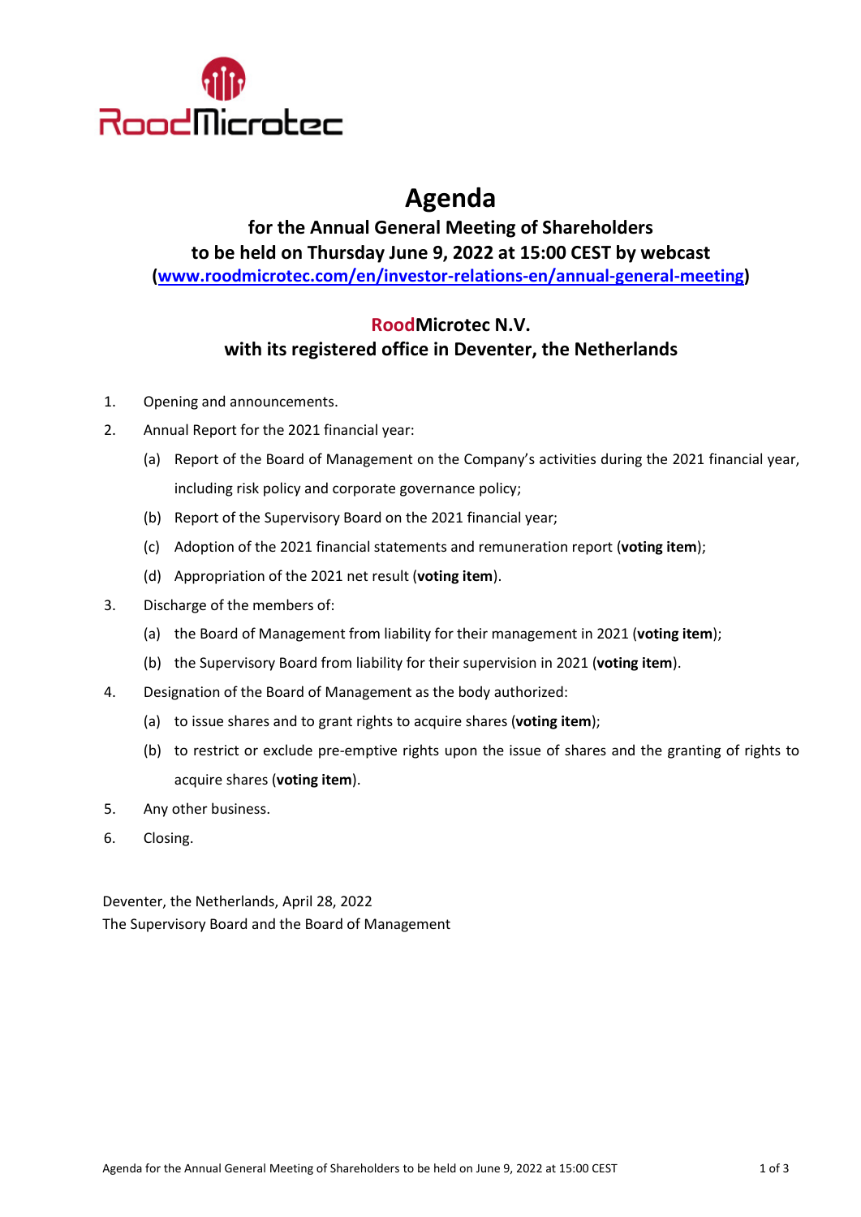# Agenda

## for the Annual General Meeting of Shareholders to be held on Thursday June 9, 2022 at 15:00 CEST by webcast

**(www.roodmicrotec.com/en/investor-relations-en/annual-general-meeting)**

## RoodMicrotec N.V.

## with its registered office in Deventer, the Netherlands

1. Opening and announcements.
2. Annual Report for the 2021 financial year:
   - (a) Report of the Board of Management on the Company's activities during the 2021 financial year, including risk policy and corporate governance policy;
   - (b) Report of the Supervisory Board on the 2021 financial year;
   - (c) Adoption of the 2021 financial statements and remuneration report (**voting item**);
   - (d) Appropriation of the 2021 net result (**voting item**).
3. Discharge of the members of:
   - (a) the Board of Management from liability for their management in 2021 (**voting item**);
   - (b) the Supervisory Board from liability for their supervision in 2021 (**voting item**).
4. Designation of the Board of Management as the body authorized:
   - (a) to issue shares and to grant rights to acquire shares (**voting item**);
   - (b) to restrict or exclude pre-emptive rights upon the issue of shares and the granting of rights to acquire shares (**voting item**).
5. Any other business.
6. Closing.

Deventer, the Netherlands, April 28, 2022
The Supervisory Board and the Board of Management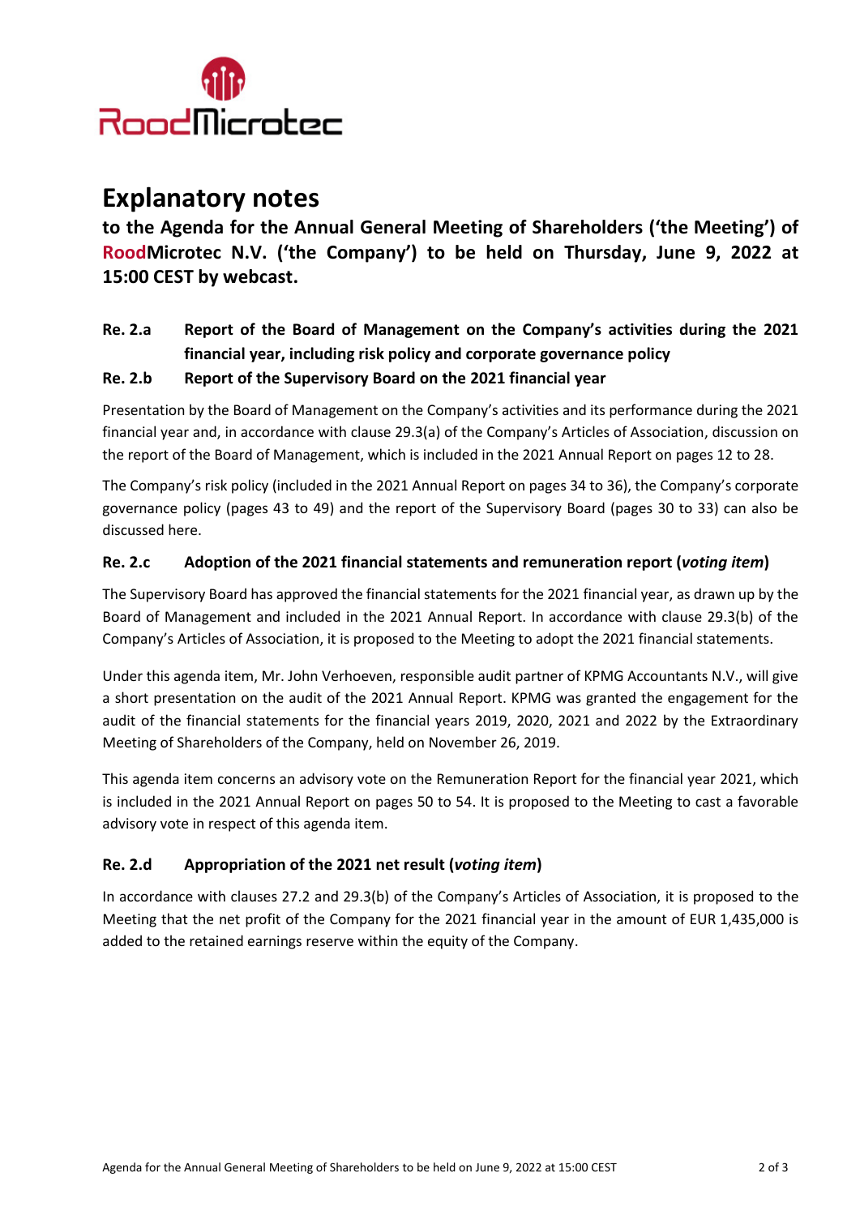# Explanatory notes

**to the Agenda for the Annual General Meeting of Shareholders ('the Meeting') of RoodMicrotec N.V. ('the Company') to be held on Thursday, June 9, 2022 at 15:00 CEST by webcast.**

### Re. 2.a Report of the Board of Management on the Company's activities during the 2021 financial year, including risk policy and corporate governance policy

### Re. 2.b Report of the Supervisory Board on the 2021 financial year

Presentation by the Board of Management on the Company's activities and its performance during the 2021 financial year and, in accordance with clause 29.3(a) of the Company's Articles of Association, discussion on the report of the Board of Management, which is included in the 2021 Annual Report on pages 12 to 28.

The Company's risk policy (included in the 2021 Annual Report on pages 34 to 36), the Company's corporate governance policy (pages 43 to 49) and the report of the Supervisory Board (pages 30 to 33) can also be discussed here.

### Re. 2.c Adoption of the 2021 financial statements and remuneration report (*voting item*)

The Supervisory Board has approved the financial statements for the 2021 financial year, as drawn up by the Board of Management and included in the 2021 Annual Report. In accordance with clause 29.3(b) of the Company's Articles of Association, it is proposed to the Meeting to adopt the 2021 financial statements.

Under this agenda item, Mr. John Verhoeven, responsible audit partner of KPMG Accountants N.V., will give a short presentation on the audit of the 2021 Annual Report. KPMG was granted the engagement for the audit of the financial statements for the financial years 2019, 2020, 2021 and 2022 by the Extraordinary Meeting of Shareholders of the Company, held on November 26, 2019.

This agenda item concerns an advisory vote on the Remuneration Report for the financial year 2021, which is included in the 2021 Annual Report on pages 50 to 54. It is proposed to the Meeting to cast a favorable advisory vote in respect of this agenda item.

### Re. 2.d Appropriation of the 2021 net result (*voting item*)

In accordance with clauses 27.2 and 29.3(b) of the Company's Articles of Association, it is proposed to the Meeting that the net profit of the Company for the 2021 financial year in the amount of EUR 1,435,000 is added to the retained earnings reserve within the equity of the Company.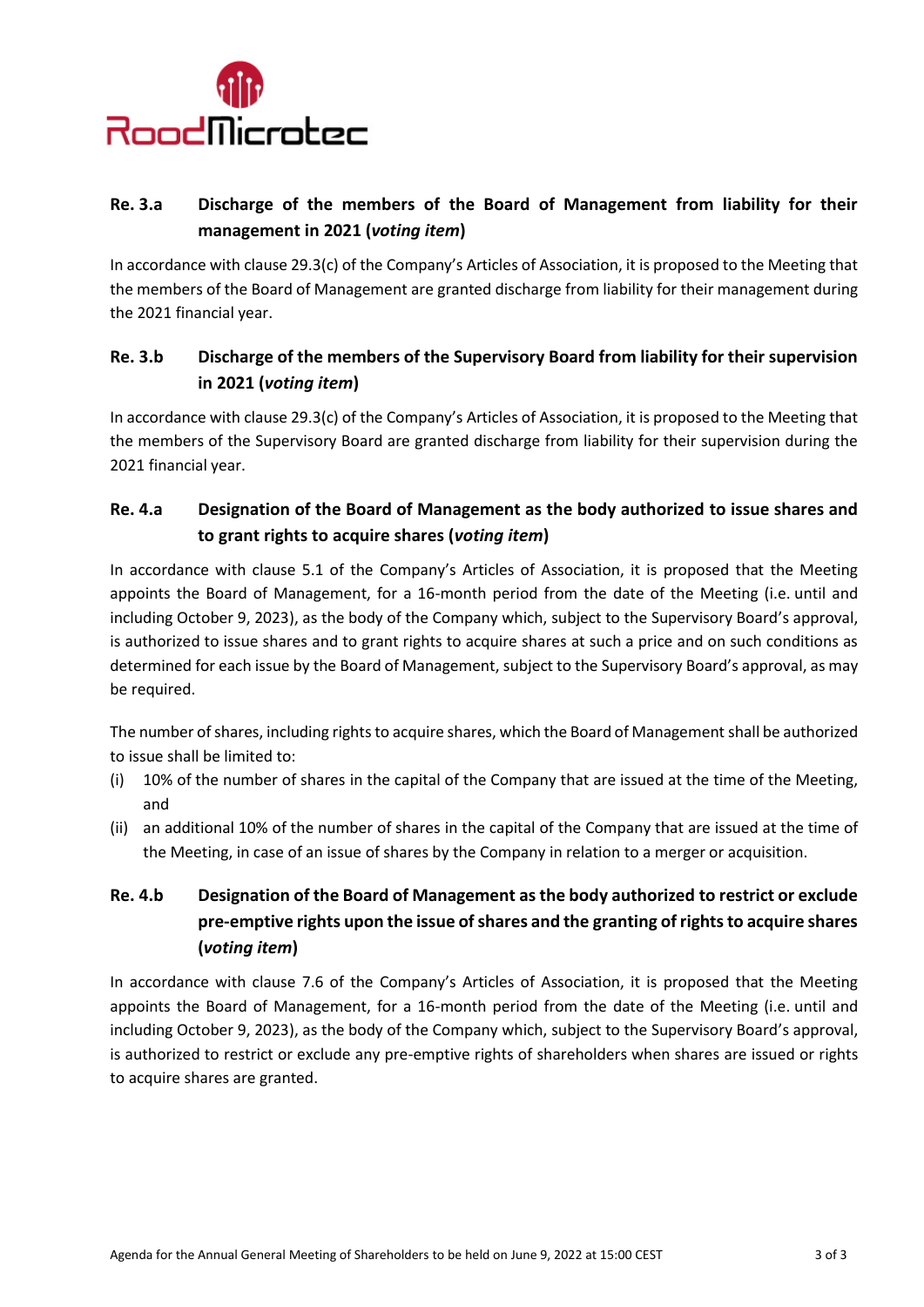## Re. 3.a Discharge of the members of the Board of Management from liability for their management in 2021 (*voting item*)

In accordance with clause 29.3(c) of the Company's Articles of Association, it is proposed to the Meeting that the members of the Board of Management are granted discharge from liability for their management during the 2021 financial year.

## Re. 3.b Discharge of the members of the Supervisory Board from liability for their supervision in 2021 (*voting item*)

In accordance with clause 29.3(c) of the Company's Articles of Association, it is proposed to the Meeting that the members of the Supervisory Board are granted discharge from liability for their supervision during the 2021 financial year.

## Re. 4.a Designation of the Board of Management as the body authorized to issue shares and to grant rights to acquire shares (*voting item*)

In accordance with clause 5.1 of the Company's Articles of Association, it is proposed that the Meeting appoints the Board of Management, for a 16-month period from the date of the Meeting (i.e. until and including October 9, 2023), as the body of the Company which, subject to the Supervisory Board's approval, is authorized to issue shares and to grant rights to acquire shares at such a price and on such conditions as determined for each issue by the Board of Management, subject to the Supervisory Board's approval, as may be required.

The number of shares, including rights to acquire shares, which the Board of Management shall be authorized to issue shall be limited to:

(i) 10% of the number of shares in the capital of the Company that are issued at the time of the Meeting, and

(ii) an additional 10% of the number of shares in the capital of the Company that are issued at the time of the Meeting, in case of an issue of shares by the Company in relation to a merger or acquisition.

## Re. 4.b Designation of the Board of Management as the body authorized to restrict or exclude pre-emptive rights upon the issue of shares and the granting of rights to acquire shares (*voting item*)

In accordance with clause 7.6 of the Company's Articles of Association, it is proposed that the Meeting appoints the Board of Management, for a 16-month period from the date of the Meeting (i.e. until and including October 9, 2023), as the body of the Company which, subject to the Supervisory Board's approval, is authorized to restrict or exclude any pre-emptive rights of shareholders when shares are issued or rights to acquire shares are granted.